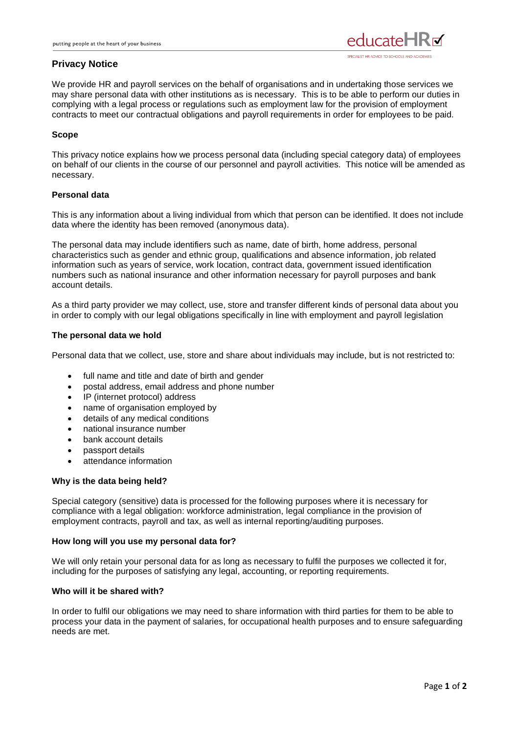# Privacy Notice

We provide HR and payroll services on the behalf of organisations and in undertaking those services we may share personal data with other institutions as is necessary. This is to be able to perform our duties in complying with a legal process or regulations such as employment law for the provision of employment contracts to meet our contractual obligations and payroll requirements in order for employees to be paid.

### Scope

This privacy notice explains how we process personal data (including special category data) of employees on behalf of our clients in the course of our personnel and payroll activities. This notice will be amended as necessary.

### Personal data

This is any information about a living individual from which that person can be identified. It does not include data where the identity has been removed (anonymous data).

The personal data may include identifiers such as name, date of birth, home address, personal characteristics such as gender and ethnic group, qualifications and absence information, job related information such as years of service, work location, contract data, government issued identification numbers such as national insurance and other information necessary for payroll purposes and bank account details.

As a third party provider we may collect, use, store and transfer different kinds of personal data about you in order to comply with our legal obligations specifically in line with employment and payroll legislation

### The personal data we hold

Personal data that we collect, use, store and share about individuals may include, but is not restricted to:

- full name and title and date of birth and gender
- postal address, email address and phone number
- IP (internet protocol) address
- name of organisation employed by
- details of any medical conditions
- national insurance number
- bank account details
- passport details
- attendance information

### Why is the data being held?

Special category (sensitive) data is processed for the following purposes where it is necessary for compliance with a legal obligation: workforce administration, legal compliance in the provision of employment contracts, payroll and tax, as well as internal reporting/auditing purposes.

### How long will you use my personal data for?

We will only retain your personal data for as long as necessary to fulfil the purposes we collected it for, including for the purposes of satisfying any legal, accounting, or reporting requirements.

### Who will it be shared with?

In order to fulfil our obligations we may need to share information with third parties for them to be able to process your data in the payment of salaries, for occupational health purposes and to ensure safeguarding needs are met.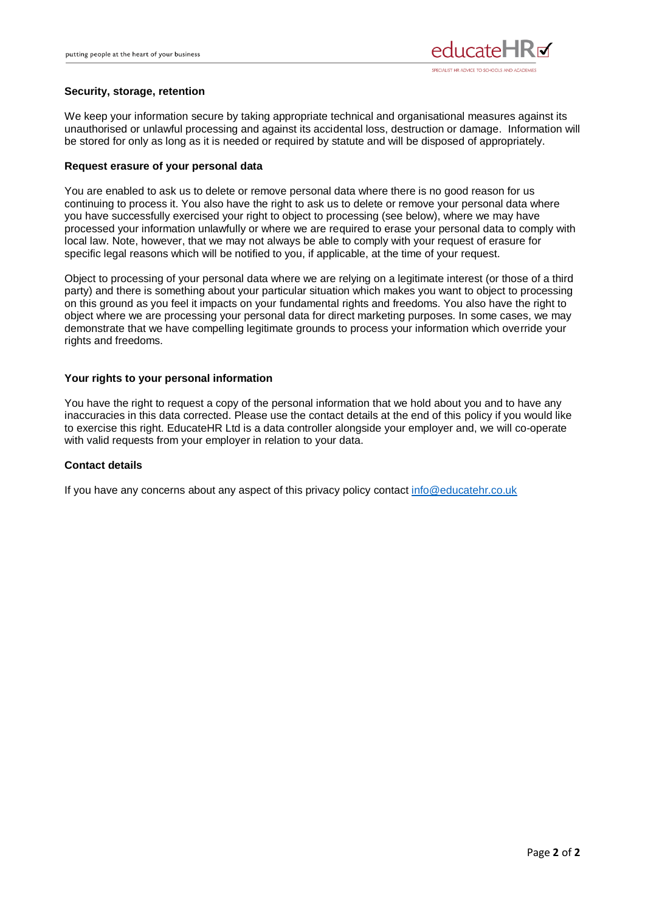**Security, storage, retention**

We keep your information secure by taking appropriate technical and organisational measures against its unauthorised or unlawful processing and against its accidental loss, destruction or damage. Information will be stored for only as long as it is needed or required by statute and will be disposed of appropriately.

**Request erasure of your personal data**

You are enabled to ask us to delete or remove personal data where there is no good reason for us continuing to process it. You also have the right to ask us to delete or remove your personal data where you have successfully exercised your right to object to processing (see below), where we may have processed your information unlawfully or where we are required to erase your personal data to comply with local law. Note, however, that we may not always be able to comply with your request of erasure for specific legal reasons which will be notified to you, if applicable, at the time of your request.

Object to processing of your personal data where we are relying on a legitimate interest (or those of a third party) and there is something about your particular situation which makes you want to object to processing on this ground as you feel it impacts on your fundamental rights and freedoms. You also have the right to object where we are processing your personal data for direct marketing purposes. In some cases, we may demonstrate that we have compelling legitimate grounds to process your information which override your rights and freedoms.

**Your rights to your personal information**

You have the right to request a copy of the personal information that we hold about you and to have any inaccuracies in this data corrected. Please use the contact details at the end of this policy if you would like to exercise this right. EducateHR Ltd is a data controller alongside your employer and, we will co-operate with valid requests from your employer in relation to your data.

**Contact details**

If you have any concerns about any aspect of this privacy policy contact info@educatehr.co.uk